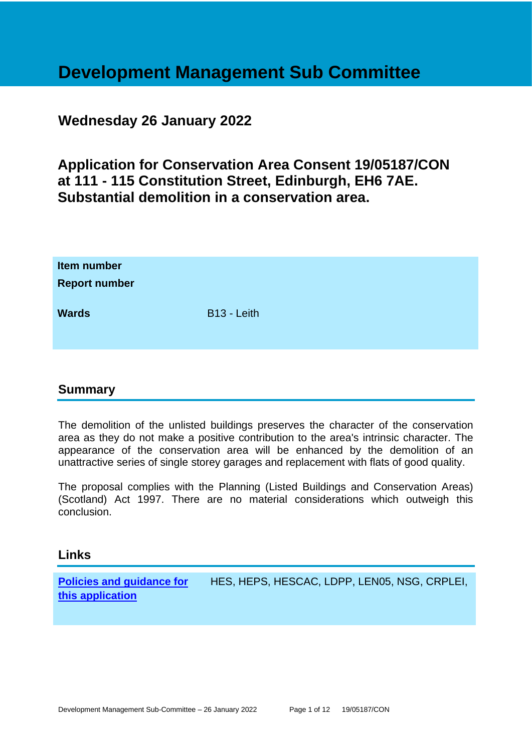# Development Management Sub Committee

## Wednesday 26 January 2022

## Application for Conservation Area Consent 19/05187/CON at 111 - 115 Constitution Street, Edinburgh, EH6 7AE. Substantial demolition in a conservation area.

| | |
|---|---|
| **Item number** | |
| **Report number** | |
| **Wards** | B13 - Leith |

## Summary

The demolition of the unlisted buildings preserves the character of the conservation area as they do not make a positive contribution to the area's intrinsic character. The appearance of the conservation area will be enhanced by the demolition of an unattractive series of single storey garages and replacement with flats of good quality.

The proposal complies with the Planning (Listed Buildings and Conservation Areas) (Scotland) Act 1997. There are no material considerations which outweigh this conclusion.

## Links

| | |
|---|---|
| **Policies and guidance for this application** | HES, HEPS, HESCAC, LDPP, LEN05, NSG, CRPLEI, |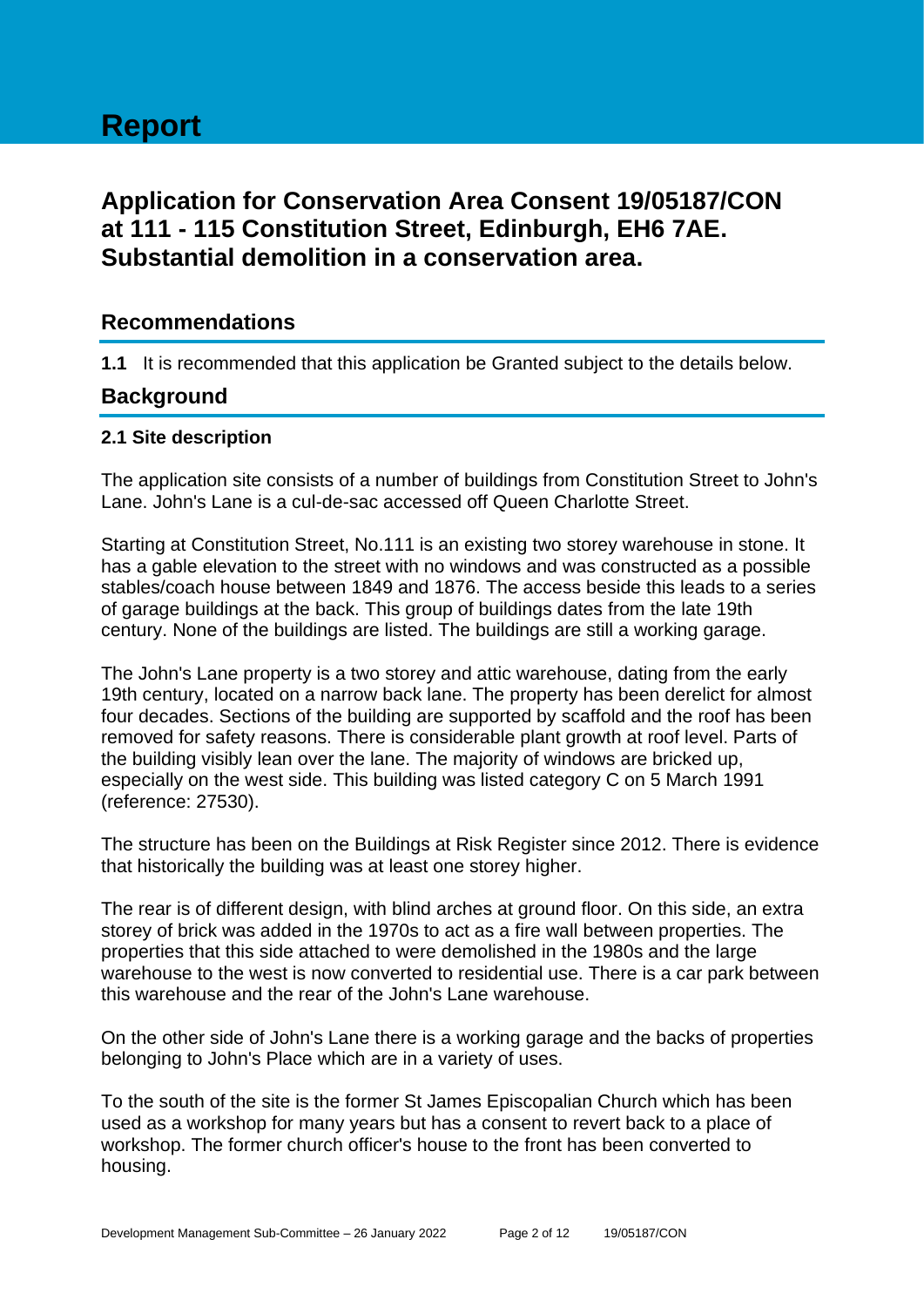# Report

## Application for Conservation Area Consent 19/05187/CON at 111 - 115 Constitution Street, Edinburgh, EH6 7AE. Substantial demolition in a conservation area.

## Recommendations

**1.1** It is recommended that this application be Granted subject to the details below.

## Background

### 2.1 Site description

The application site consists of a number of buildings from Constitution Street to John's Lane. John's Lane is a cul-de-sac accessed off Queen Charlotte Street.

Starting at Constitution Street, No.111 is an existing two storey warehouse in stone. It has a gable elevation to the street with no windows and was constructed as a possible stables/coach house between 1849 and 1876. The access beside this leads to a series of garage buildings at the back. This group of buildings dates from the late 19th century. None of the buildings are listed. The buildings are still a working garage.

The John's Lane property is a two storey and attic warehouse, dating from the early 19th century, located on a narrow back lane. The property has been derelict for almost four decades. Sections of the building are supported by scaffold and the roof has been removed for safety reasons. There is considerable plant growth at roof level. Parts of the building visibly lean over the lane. The majority of windows are bricked up, especially on the west side. This building was listed category C on 5 March 1991 (reference: 27530).

The structure has been on the Buildings at Risk Register since 2012. There is evidence that historically the building was at least one storey higher.

The rear is of different design, with blind arches at ground floor. On this side, an extra storey of brick was added in the 1970s to act as a fire wall between properties. The properties that this side attached to were demolished in the 1980s and the large warehouse to the west is now converted to residential use. There is a car park between this warehouse and the rear of the John's Lane warehouse.

On the other side of John's Lane there is a working garage and the backs of properties belonging to John's Place which are in a variety of uses.

To the south of the site is the former St James Episcopalian Church which has been used as a workshop for many years but has a consent to revert back to a place of workshop. The former church officer's house to the front has been converted to housing.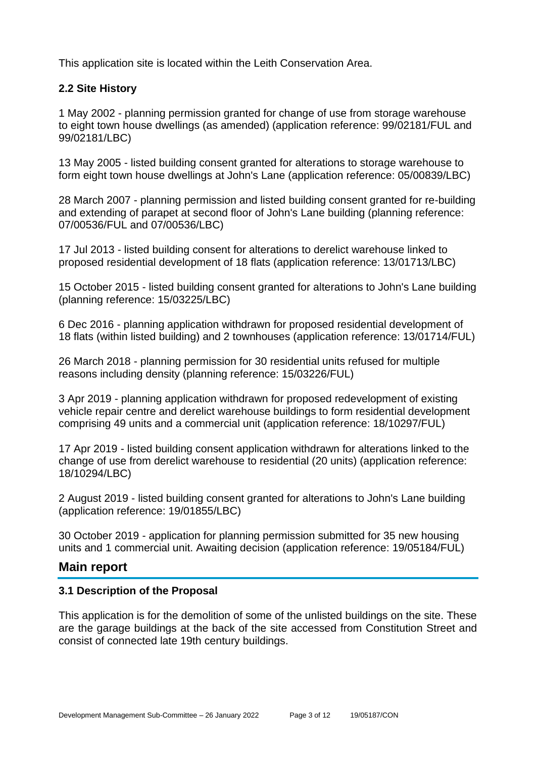This application site is located within the Leith Conservation Area.

### 2.2 Site History

1 May 2002 - planning permission granted for change of use from storage warehouse to eight town house dwellings (as amended) (application reference: 99/02181/FUL and 99/02181/LBC)

13 May 2005 - listed building consent granted for alterations to storage warehouse to form eight town house dwellings at John's Lane (application reference: 05/00839/LBC)

28 March 2007 - planning permission and listed building consent granted for re-building and extending of parapet at second floor of John's Lane building (planning reference: 07/00536/FUL and 07/00536/LBC)

17 Jul 2013 - listed building consent for alterations to derelict warehouse linked to proposed residential development of 18 flats (application reference: 13/01713/LBC)

15 October 2015 - listed building consent granted for alterations to John's Lane building (planning reference: 15/03225/LBC)

6 Dec 2016 - planning application withdrawn for proposed residential development of 18 flats (within listed building) and 2 townhouses (application reference: 13/01714/FUL)

26 March 2018 - planning permission for 30 residential units refused for multiple reasons including density (planning reference: 15/03226/FUL)

3 Apr 2019 - planning application withdrawn for proposed redevelopment of existing vehicle repair centre and derelict warehouse buildings to form residential development comprising 49 units and a commercial unit (application reference: 18/10297/FUL)

17 Apr 2019 - listed building consent application withdrawn for alterations linked to the change of use from derelict warehouse to residential (20 units) (application reference: 18/10294/LBC)

2 August 2019 - listed building consent granted for alterations to John's Lane building (application reference: 19/01855/LBC)

30 October 2019 - application for planning permission submitted for 35 new housing units and 1 commercial unit. Awaiting decision (application reference: 19/05184/FUL)

## Main report

### 3.1 Description of the Proposal

This application is for the demolition of some of the unlisted buildings on the site. These are the garage buildings at the back of the site accessed from Constitution Street and consist of connected late 19th century buildings.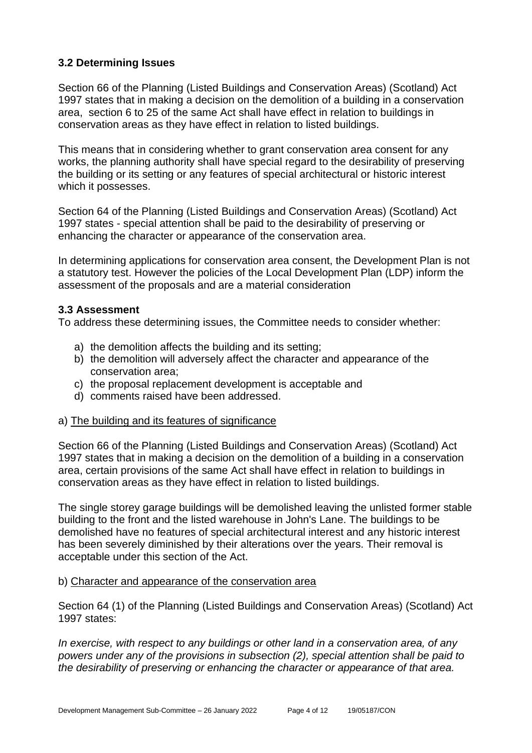### 3.2 Determining Issues

Section 66 of the Planning (Listed Buildings and Conservation Areas) (Scotland) Act 1997 states that in making a decision on the demolition of a building in a conservation area, section 6 to 25 of the same Act shall have effect in relation to buildings in conservation areas as they have effect in relation to listed buildings.

This means that in considering whether to grant conservation area consent for any works, the planning authority shall have special regard to the desirability of preserving the building or its setting or any features of special architectural or historic interest which it possesses.

Section 64 of the Planning (Listed Buildings and Conservation Areas) (Scotland) Act 1997 states - special attention shall be paid to the desirability of preserving or enhancing the character or appearance of the conservation area.

In determining applications for conservation area consent, the Development Plan is not a statutory test. However the policies of the Local Development Plan (LDP) inform the assessment of the proposals and are a material consideration

### 3.3 Assessment

To address these determining issues, the Committee needs to consider whether:

a) the demolition affects the building and its setting;
b) the demolition will adversely affect the character and appearance of the conservation area;
c) the proposal replacement development is acceptable and
d) comments raised have been addressed.

a) <u>The building and its features of significance</u>

Section 66 of the Planning (Listed Buildings and Conservation Areas) (Scotland) Act 1997 states that in making a decision on the demolition of a building in a conservation area, certain provisions of the same Act shall have effect in relation to buildings in conservation areas as they have effect in relation to listed buildings.

The single storey garage buildings will be demolished leaving the unlisted former stable building to the front and the listed warehouse in John's Lane. The buildings to be demolished have no features of special architectural interest and any historic interest has been severely diminished by their alterations over the years. Their removal is acceptable under this section of the Act.

b) <u>Character and appearance of the conservation area</u>

Section 64 (1) of the Planning (Listed Buildings and Conservation Areas) (Scotland) Act 1997 states:

*In exercise, with respect to any buildings or other land in a conservation area, of any powers under any of the provisions in subsection (2), special attention shall be paid to the desirability of preserving or enhancing the character or appearance of that area.*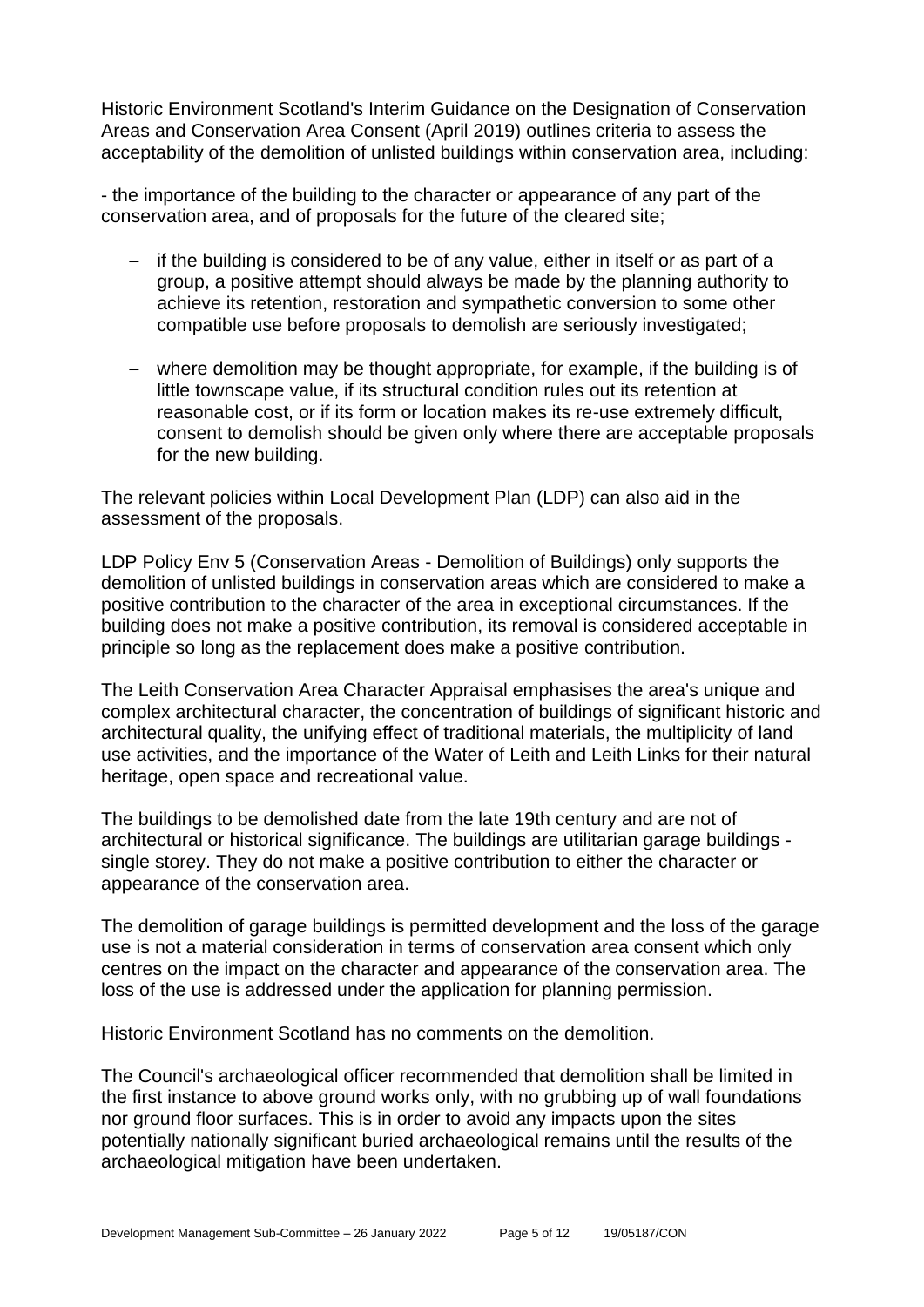Historic Environment Scotland's Interim Guidance on the Designation of Conservation Areas and Conservation Area Consent (April 2019) outlines criteria to assess the acceptability of the demolition of unlisted buildings within conservation area, including:

- the importance of the building to the character or appearance of any part of the conservation area, and of proposals for the future of the cleared site;

- if the building is considered to be of any value, either in itself or as part of a group, a positive attempt should always be made by the planning authority to achieve its retention, restoration and sympathetic conversion to some other compatible use before proposals to demolish are seriously investigated;
- where demolition may be thought appropriate, for example, if the building is of little townscape value, if its structural condition rules out its retention at reasonable cost, or if its form or location makes its re-use extremely difficult, consent to demolish should be given only where there are acceptable proposals for the new building.

The relevant policies within Local Development Plan (LDP) can also aid in the assessment of the proposals.

LDP Policy Env 5 (Conservation Areas - Demolition of Buildings) only supports the demolition of unlisted buildings in conservation areas which are considered to make a positive contribution to the character of the area in exceptional circumstances. If the building does not make a positive contribution, its removal is considered acceptable in principle so long as the replacement does make a positive contribution.

The Leith Conservation Area Character Appraisal emphasises the area's unique and complex architectural character, the concentration of buildings of significant historic and architectural quality, the unifying effect of traditional materials, the multiplicity of land use activities, and the importance of the Water of Leith and Leith Links for their natural heritage, open space and recreational value.

The buildings to be demolished date from the late 19th century and are not of architectural or historical significance. The buildings are utilitarian garage buildings - single storey. They do not make a positive contribution to either the character or appearance of the conservation area.

The demolition of garage buildings is permitted development and the loss of the garage use is not a material consideration in terms of conservation area consent which only centres on the impact on the character and appearance of the conservation area. The loss of the use is addressed under the application for planning permission.

Historic Environment Scotland has no comments on the demolition.

The Council's archaeological officer recommended that demolition shall be limited in the first instance to above ground works only, with no grubbing up of wall foundations nor ground floor surfaces. This is in order to avoid any impacts upon the sites potentially nationally significant buried archaeological remains until the results of the archaeological mitigation have been undertaken.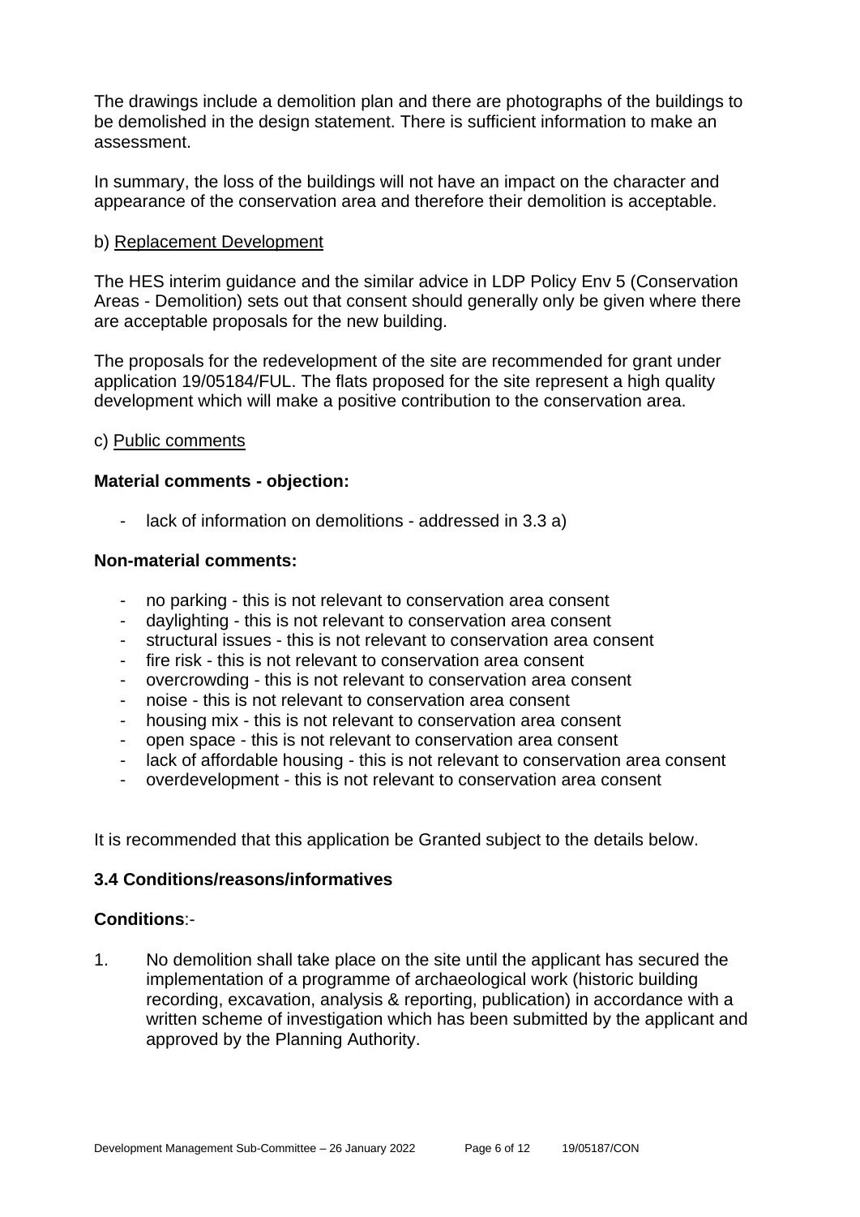The drawings include a demolition plan and there are photographs of the buildings to be demolished in the design statement. There is sufficient information to make an assessment.

In summary, the loss of the buildings will not have an impact on the character and appearance of the conservation area and therefore their demolition is acceptable.

b) Replacement Development

The HES interim guidance and the similar advice in LDP Policy Env 5 (Conservation Areas - Demolition) sets out that consent should generally only be given where there are acceptable proposals for the new building.

The proposals for the redevelopment of the site are recommended for grant under application 19/05184/FUL. The flats proposed for the site represent a high quality development which will make a positive contribution to the conservation area.

c) Public comments

**Material comments - objection:**

- lack of information on demolitions - addressed in 3.3 a)

**Non-material comments:**

- no parking - this is not relevant to conservation area consent
- daylighting - this is not relevant to conservation area consent
- structural issues - this is not relevant to conservation area consent
- fire risk - this is not relevant to conservation area consent
- overcrowding - this is not relevant to conservation area consent
- noise - this is not relevant to conservation area consent
- housing mix - this is not relevant to conservation area consent
- open space - this is not relevant to conservation area consent
- lack of affordable housing - this is not relevant to conservation area consent
- overdevelopment - this is not relevant to conservation area consent

It is recommended that this application be Granted subject to the details below.

### 3.4 Conditions/reasons/informatives

**Conditions**:-

1. No demolition shall take place on the site until the applicant has secured the implementation of a programme of archaeological work (historic building recording, excavation, analysis & reporting, publication) in accordance with a written scheme of investigation which has been submitted by the applicant and approved by the Planning Authority.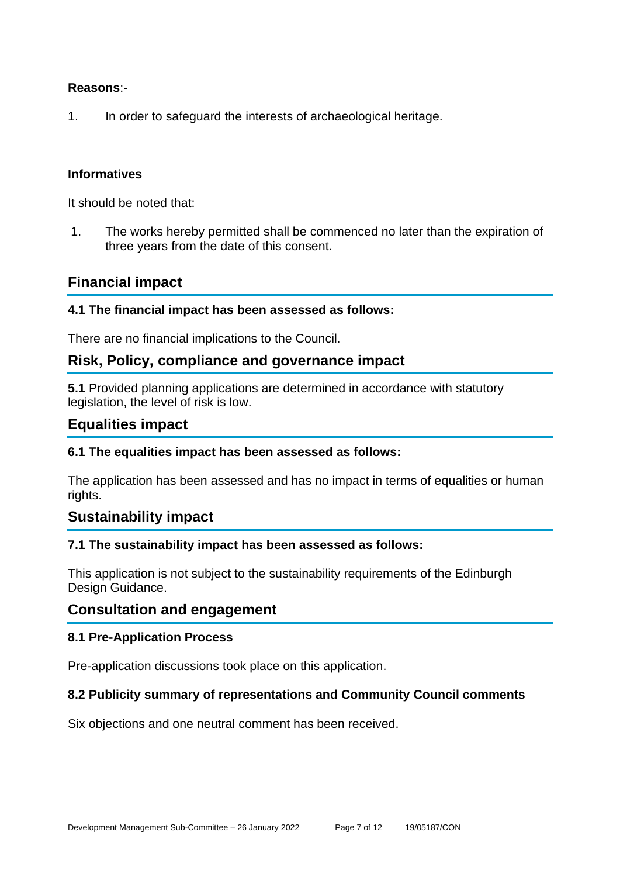**Reasons**:-

1. In order to safeguard the interests of archaeological heritage.

### Informatives

It should be noted that:

1. The works hereby permitted shall be commenced no later than the expiration of three years from the date of this consent.

## Financial impact

### 4.1 The financial impact has been assessed as follows:

There are no financial implications to the Council.

## Risk, Policy, compliance and governance impact

**5.1** Provided planning applications are determined in accordance with statutory legislation, the level of risk is low.

## Equalities impact

### 6.1 The equalities impact has been assessed as follows:

The application has been assessed and has no impact in terms of equalities or human rights.

## Sustainability impact

### 7.1 The sustainability impact has been assessed as follows:

This application is not subject to the sustainability requirements of the Edinburgh Design Guidance.

## Consultation and engagement

### 8.1 Pre-Application Process

Pre-application discussions took place on this application.

### 8.2 Publicity summary of representations and Community Council comments

Six objections and one neutral comment has been received.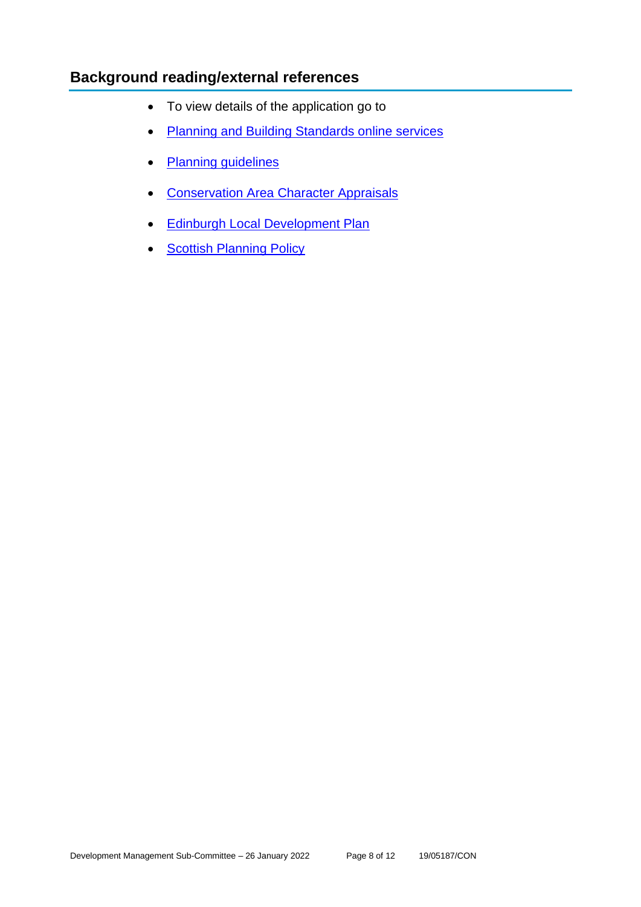## Background reading/external references

- To view details of the application go to
- Planning and Building Standards online services
- Planning guidelines
- Conservation Area Character Appraisals
- Edinburgh Local Development Plan
- Scottish Planning Policy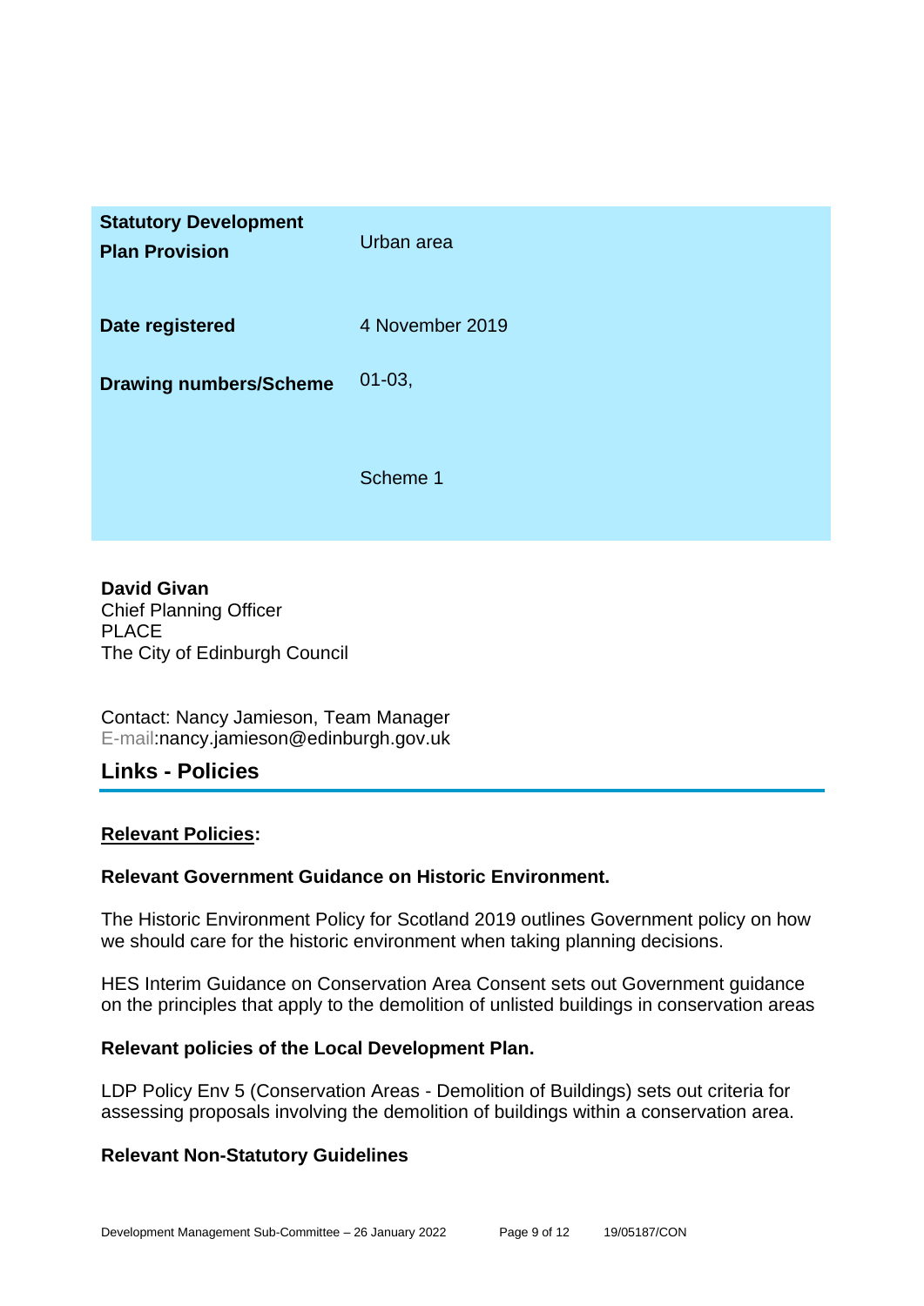| | |
|---|---|
| **Statutory Development Plan Provision** | Urban area |
| **Date registered** | 4 November 2019 |
| **Drawing numbers/Scheme** | 01-03,<br><br>Scheme 1 |

**David Givan**
Chief Planning Officer
PLACE
The City of Edinburgh Council

Contact: Nancy Jamieson, Team Manager
E-mail:nancy.jamieson@edinburgh.gov.uk

## Links - Policies

**Relevant Policies:**

**Relevant Government Guidance on Historic Environment.**

The Historic Environment Policy for Scotland 2019 outlines Government policy on how we should care for the historic environment when taking planning decisions.

HES Interim Guidance on Conservation Area Consent sets out Government guidance on the principles that apply to the demolition of unlisted buildings in conservation areas

**Relevant policies of the Local Development Plan.**

LDP Policy Env 5 (Conservation Areas - Demolition of Buildings) sets out criteria for assessing proposals involving the demolition of buildings within a conservation area.

**Relevant Non-Statutory Guidelines**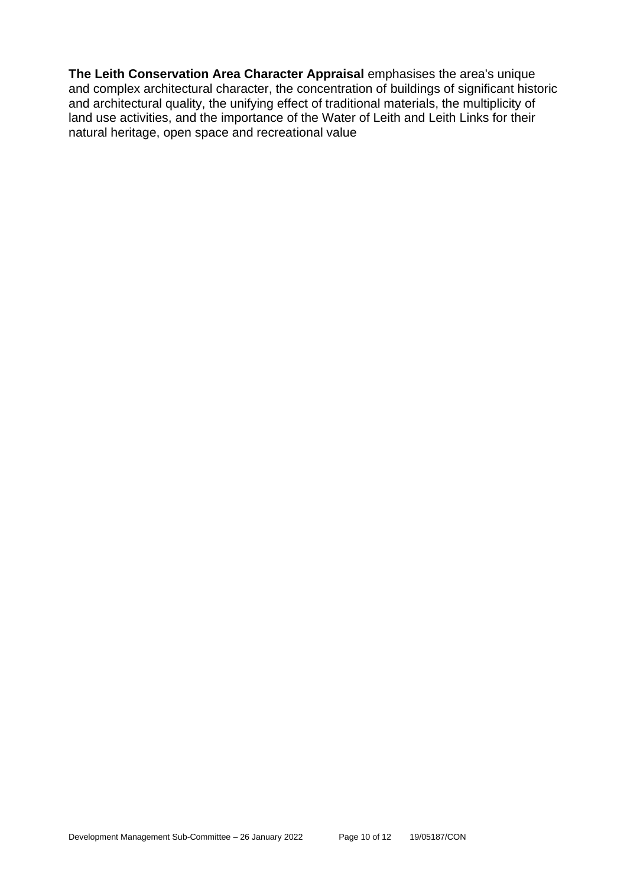**The Leith Conservation Area Character Appraisal** emphasises the area's unique and complex architectural character, the concentration of buildings of significant historic and architectural quality, the unifying effect of traditional materials, the multiplicity of land use activities, and the importance of the Water of Leith and Leith Links for their natural heritage, open space and recreational value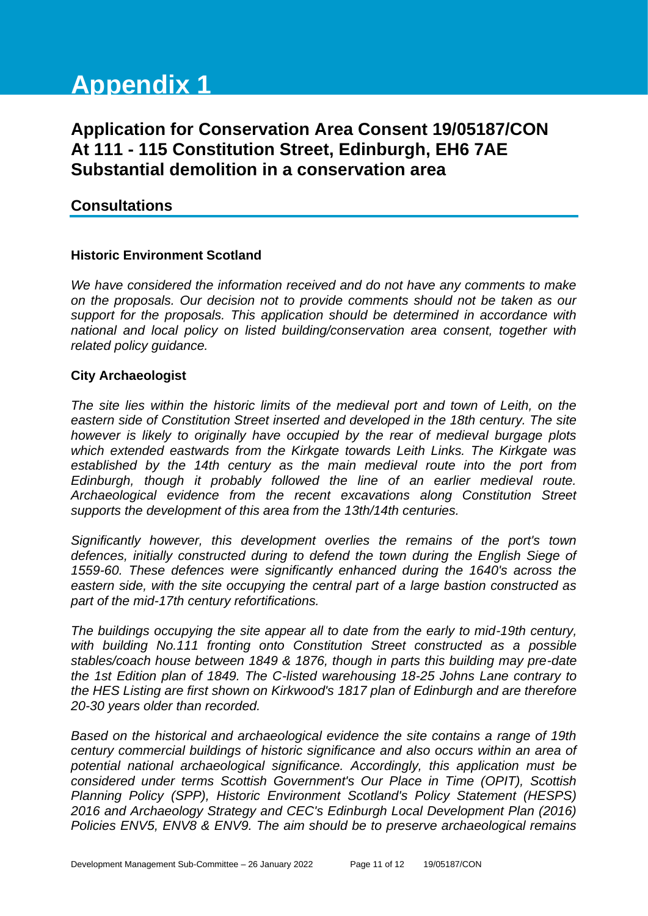# Appendix 1

## Application for Conservation Area Consent 19/05187/CON At 111 - 115 Constitution Street, Edinburgh, EH6 7AE Substantial demolition in a conservation area

## Consultations

### Historic Environment Scotland

*We have considered the information received and do not have any comments to make on the proposals. Our decision not to provide comments should not be taken as our support for the proposals. This application should be determined in accordance with national and local policy on listed building/conservation area consent, together with related policy guidance.*

### City Archaeologist

*The site lies within the historic limits of the medieval port and town of Leith, on the eastern side of Constitution Street inserted and developed in the 18th century. The site however is likely to originally have occupied by the rear of medieval burgage plots which extended eastwards from the Kirkgate towards Leith Links. The Kirkgate was established by the 14th century as the main medieval route into the port from Edinburgh, though it probably followed the line of an earlier medieval route. Archaeological evidence from the recent excavations along Constitution Street supports the development of this area from the 13th/14th centuries.*

*Significantly however, this development overlies the remains of the port's town defences, initially constructed during to defend the town during the English Siege of 1559-60. These defences were significantly enhanced during the 1640's across the eastern side, with the site occupying the central part of a large bastion constructed as part of the mid-17th century refortifications.*

*The buildings occupying the site appear all to date from the early to mid-19th century, with building No.111 fronting onto Constitution Street constructed as a possible stables/coach house between 1849 & 1876, though in parts this building may pre-date the 1st Edition plan of 1849. The C-listed warehousing 18-25 Johns Lane contrary to the HES Listing are first shown on Kirkwood's 1817 plan of Edinburgh and are therefore 20-30 years older than recorded.*

*Based on the historical and archaeological evidence the site contains a range of 19th century commercial buildings of historic significance and also occurs within an area of potential national archaeological significance. Accordingly, this application must be considered under terms Scottish Government's Our Place in Time (OPIT), Scottish Planning Policy (SPP), Historic Environment Scotland's Policy Statement (HESPS) 2016 and Archaeology Strategy and CEC's Edinburgh Local Development Plan (2016) Policies ENV5, ENV8 & ENV9. The aim should be to preserve archaeological remains*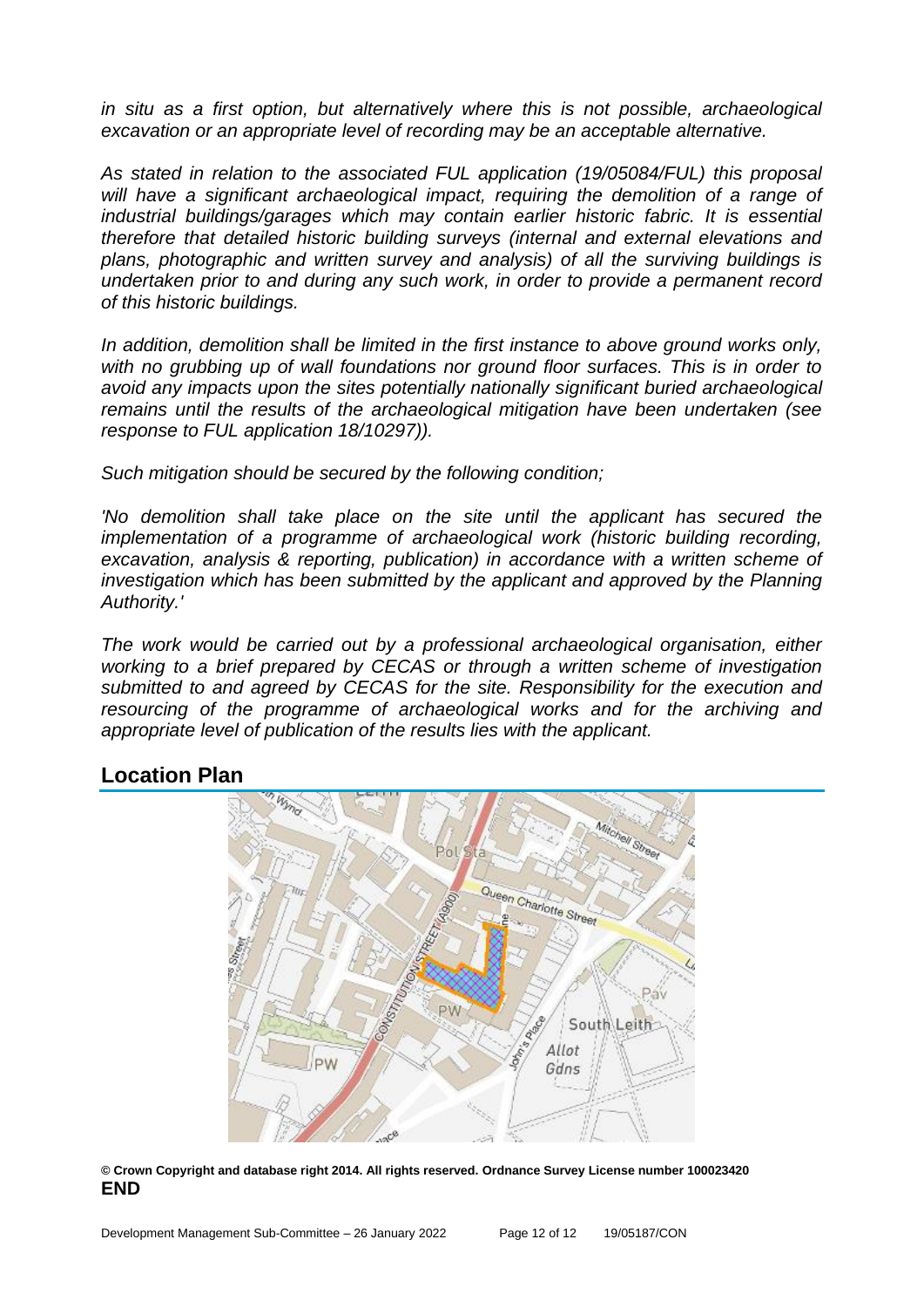*in situ as a first option, but alternatively where this is not possible, archaeological excavation or an appropriate level of recording may be an acceptable alternative.*

*As stated in relation to the associated FUL application (19/05084/FUL) this proposal will have a significant archaeological impact, requiring the demolition of a range of industrial buildings/garages which may contain earlier historic fabric. It is essential therefore that detailed historic building surveys (internal and external elevations and plans, photographic and written survey and analysis) of all the surviving buildings is undertaken prior to and during any such work, in order to provide a permanent record of this historic buildings.*

*In addition, demolition shall be limited in the first instance to above ground works only, with no grubbing up of wall foundations nor ground floor surfaces. This is in order to avoid any impacts upon the sites potentially nationally significant buried archaeological remains until the results of the archaeological mitigation have been undertaken (see response to FUL application 18/10297)).*

*Such mitigation should be secured by the following condition;*

*'No demolition shall take place on the site until the applicant has secured the implementation of a programme of archaeological work (historic building recording, excavation, analysis & reporting, publication) in accordance with a written scheme of investigation which has been submitted by the applicant and approved by the Planning Authority.'*

*The work would be carried out by a professional archaeological organisation, either working to a brief prepared by CECAS or through a written scheme of investigation submitted to and agreed by CECAS for the site. Responsibility for the execution and resourcing of the programme of archaeological works and for the archiving and appropriate level of publication of the results lies with the applicant.*

## Location Plan

**© Crown Copyright and database right 2014. All rights reserved. Ordnance Survey License number 100023420**

**END**